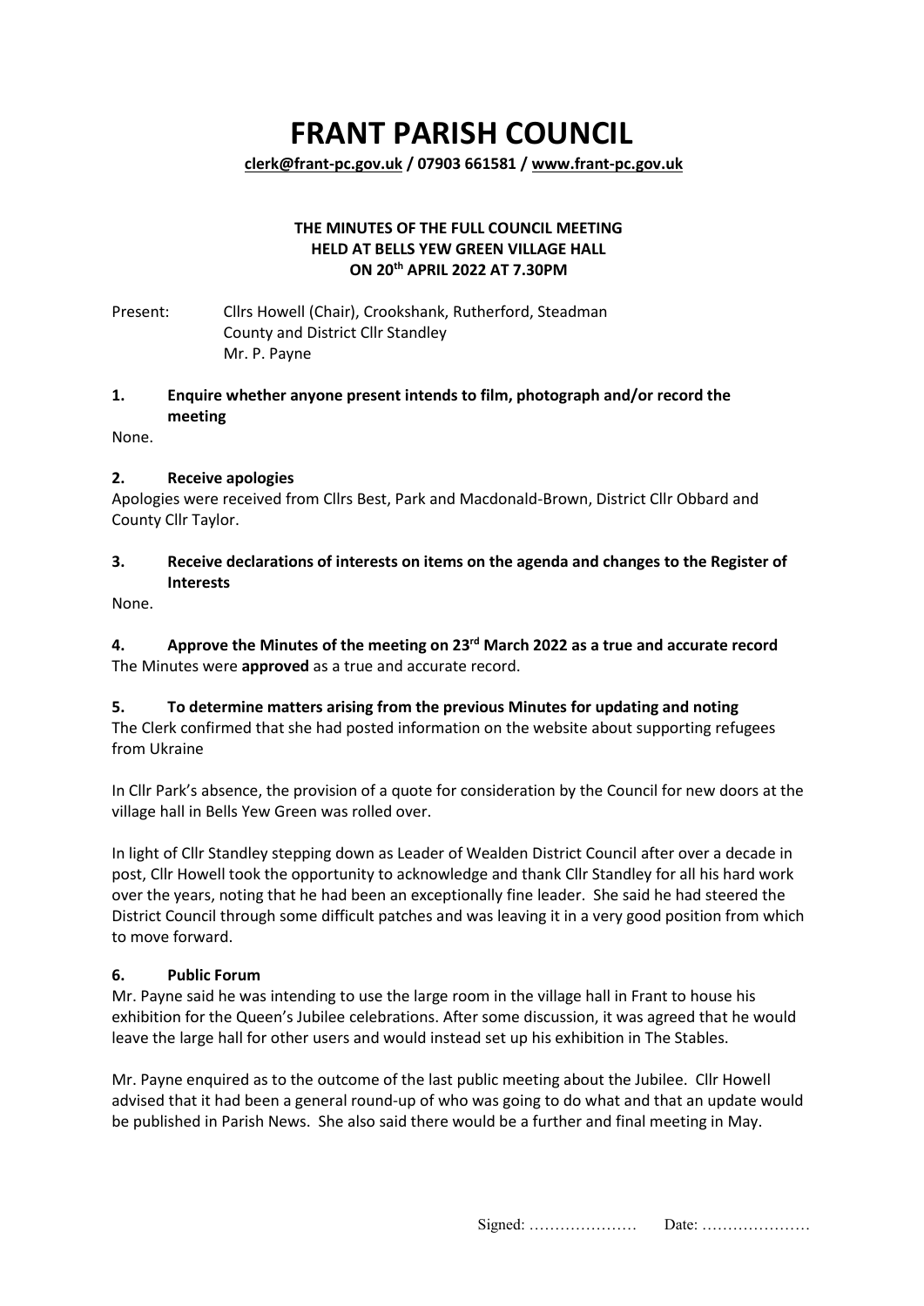# FRANT PARISH COUNCIL

**clerk@frant-pc.gov.uk / 07903 661581 / www.frant-pc.gov.uk**

**THE MINUTES OF THE FULL COUNCIL MEETING**
**HELD AT BELLS YEW GREEN VILLAGE HALL**
**ON 20th APRIL 2022 AT 7.30PM**

Present: Cllrs Howell (Chair), Crookshank, Rutherford, Steadman
County and District Cllr Standley
Mr. P. Payne

### 1. Enquire whether anyone present intends to film, photograph and/or record the meeting

None.

### 2. Receive apologies

Apologies were received from Cllrs Best, Park and Macdonald-Brown, District Cllr Obbard and County Cllr Taylor.

### 3. Receive declarations of interests on items on the agenda and changes to the Register of Interests

None.

### 4. Approve the Minutes of the meeting on 23rd March 2022 as a true and accurate record

The Minutes were **approved** as a true and accurate record.

### 5. To determine matters arising from the previous Minutes for updating and noting

The Clerk confirmed that she had posted information on the website about supporting refugees from Ukraine

In Cllr Park's absence, the provision of a quote for consideration by the Council for new doors at the village hall in Bells Yew Green was rolled over.

In light of Cllr Standley stepping down as Leader of Wealden District Council after over a decade in post, Cllr Howell took the opportunity to acknowledge and thank Cllr Standley for all his hard work over the years, noting that he had been an exceptionally fine leader. She said he had steered the District Council through some difficult patches and was leaving it in a very good position from which to move forward.

### 6. Public Forum

Mr. Payne said he was intending to use the large room in the village hall in Frant to house his exhibition for the Queen's Jubilee celebrations. After some discussion, it was agreed that he would leave the large hall for other users and would instead set up his exhibition in The Stables.

Mr. Payne enquired as to the outcome of the last public meeting about the Jubilee. Cllr Howell advised that it had been a general round-up of who was going to do what and that an update would be published in Parish News. She also said there would be a further and final meeting in May.

Signed: ………………… Date: …………………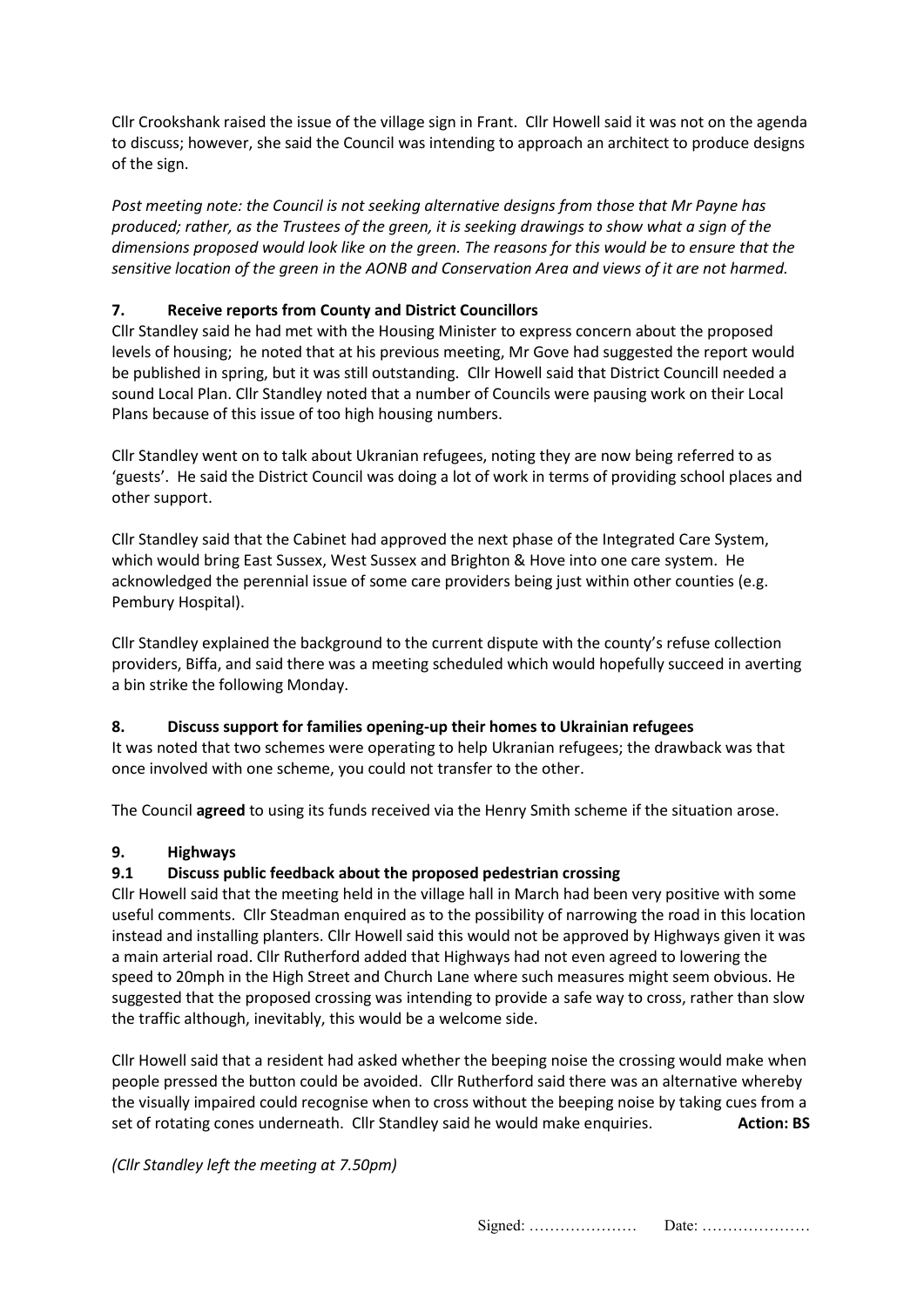Cllr Crookshank raised the issue of the village sign in Frant. Cllr Howell said it was not on the agenda to discuss; however, she said the Council was intending to approach an architect to produce designs of the sign.

*Post meeting note: the Council is not seeking alternative designs from those that Mr Payne has produced; rather, as the Trustees of the green, it is seeking drawings to show what a sign of the dimensions proposed would look like on the green. The reasons for this would be to ensure that the sensitive location of the green in the AONB and Conservation Area and views of it are not harmed.*

## 7. Receive reports from County and District Councillors

Cllr Standley said he had met with the Housing Minister to express concern about the proposed levels of housing; he noted that at his previous meeting, Mr Gove had suggested the report would be published in spring, but it was still outstanding. Cllr Howell said that District Councill needed a sound Local Plan. Cllr Standley noted that a number of Councils were pausing work on their Local Plans because of this issue of too high housing numbers.

Cllr Standley went on to talk about Ukranian refugees, noting they are now being referred to as 'guests'. He said the District Council was doing a lot of work in terms of providing school places and other support.

Cllr Standley said that the Cabinet had approved the next phase of the Integrated Care System, which would bring East Sussex, West Sussex and Brighton & Hove into one care system. He acknowledged the perennial issue of some care providers being just within other counties (e.g. Pembury Hospital).

Cllr Standley explained the background to the current dispute with the county's refuse collection providers, Biffa, and said there was a meeting scheduled which would hopefully succeed in averting a bin strike the following Monday.

## 8. Discuss support for families opening-up their homes to Ukrainian refugees

It was noted that two schemes were operating to help Ukranian refugees; the drawback was that once involved with one scheme, you could not transfer to the other.

The Council **agreed** to using its funds received via the Henry Smith scheme if the situation arose.

## 9. Highways

### 9.1 Discuss public feedback about the proposed pedestrian crossing

Cllr Howell said that the meeting held in the village hall in March had been very positive with some useful comments. Cllr Steadman enquired as to the possibility of narrowing the road in this location instead and installing planters. Cllr Howell said this would not be approved by Highways given it was a main arterial road. Cllr Rutherford added that Highways had not even agreed to lowering the speed to 20mph in the High Street and Church Lane where such measures might seem obvious. He suggested that the proposed crossing was intending to provide a safe way to cross, rather than slow the traffic although, inevitably, this would be a welcome side.

Cllr Howell said that a resident had asked whether the beeping noise the crossing would make when people pressed the button could be avoided. Cllr Rutherford said there was an alternative whereby the visually impaired could recognise when to cross without the beeping noise by taking cues from a set of rotating cones underneath. Cllr Standley said he would make enquiries. **Action: BS**

*(Cllr Standley left the meeting at 7.50pm)*

Signed: ………………… Date: …………………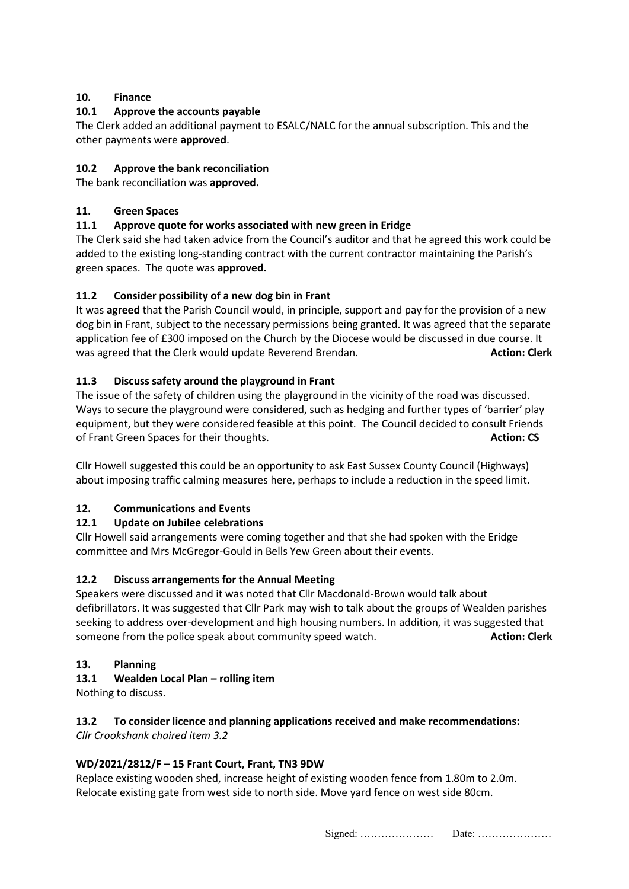## 10. Finance

### 10.1 Approve the accounts payable

The Clerk added an additional payment to ESALC/NALC for the annual subscription. This and the other payments were **approved**.

### 10.2 Approve the bank reconciliation

The bank reconciliation was **approved.**

## 11. Green Spaces

### 11.1 Approve quote for works associated with new green in Eridge

The Clerk said she had taken advice from the Council's auditor and that he agreed this work could be added to the existing long-standing contract with the current contractor maintaining the Parish's green spaces. The quote was **approved.**

### 11.2 Consider possibility of a new dog bin in Frant

It was **agreed** that the Parish Council would, in principle, support and pay for the provision of a new dog bin in Frant, subject to the necessary permissions being granted. It was agreed that the separate application fee of £300 imposed on the Church by the Diocese would be discussed in due course. It was agreed that the Clerk would update Reverend Brendan. **Action: Clerk**

### 11.3 Discuss safety around the playground in Frant

The issue of the safety of children using the playground in the vicinity of the road was discussed. Ways to secure the playground were considered, such as hedging and further types of 'barrier' play equipment, but they were considered feasible at this point. The Council decided to consult Friends of Frant Green Spaces for their thoughts. **Action: CS**

Cllr Howell suggested this could be an opportunity to ask East Sussex County Council (Highways) about imposing traffic calming measures here, perhaps to include a reduction in the speed limit.

## 12. Communications and Events

### 12.1 Update on Jubilee celebrations

Cllr Howell said arrangements were coming together and that she had spoken with the Eridge committee and Mrs McGregor-Gould in Bells Yew Green about their events.

### 12.2 Discuss arrangements for the Annual Meeting

Speakers were discussed and it was noted that Cllr Macdonald-Brown would talk about defibrillators. It was suggested that Cllr Park may wish to talk about the groups of Wealden parishes seeking to address over-development and high housing numbers. In addition, it was suggested that someone from the police speak about community speed watch. **Action: Clerk**

## 13. Planning

### 13.1 Wealden Local Plan – rolling item

Nothing to discuss.

### 13.2 To consider licence and planning applications received and make recommendations:

*Cllr Crookshank chaired item 3.2*

**WD/2021/2812/F – 15 Frant Court, Frant, TN3 9DW**

Replace existing wooden shed, increase height of existing wooden fence from 1.80m to 2.0m. Relocate existing gate from west side to north side. Move yard fence on west side 80cm.

Signed: ………………… Date: …………………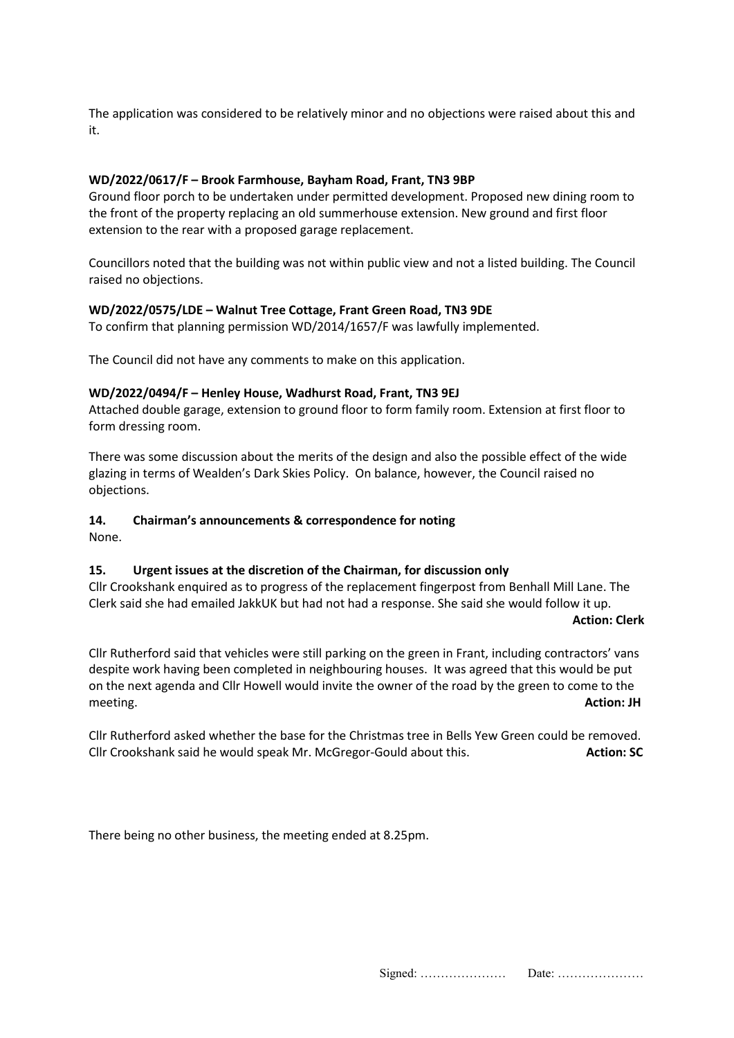The application was considered to be relatively minor and no objections were raised about this and it.

**WD/2022/0617/F – Brook Farmhouse, Bayham Road, Frant, TN3 9BP**
Ground floor porch to be undertaken under permitted development. Proposed new dining room to the front of the property replacing an old summerhouse extension. New ground and first floor extension to the rear with a proposed garage replacement.

Councillors noted that the building was not within public view and not a listed building. The Council raised no objections.

**WD/2022/0575/LDE – Walnut Tree Cottage, Frant Green Road, TN3 9DE**
To confirm that planning permission WD/2014/1657/F was lawfully implemented.

The Council did not have any comments to make on this application.

**WD/2022/0494/F – Henley House, Wadhurst Road, Frant, TN3 9EJ**
Attached double garage, extension to ground floor to form family room. Extension at first floor to form dressing room.

There was some discussion about the merits of the design and also the possible effect of the wide glazing in terms of Wealden's Dark Skies Policy. On balance, however, the Council raised no objections.

**14. Chairman's announcements & correspondence for noting**
None.

**15. Urgent issues at the discretion of the Chairman, for discussion only**
Cllr Crookshank enquired as to progress of the replacement fingerpost from Benhall Mill Lane. The Clerk said she had emailed JakkUK but had not had a response. She said she would follow it up.
**Action: Clerk**

Cllr Rutherford said that vehicles were still parking on the green in Frant, including contractors' vans despite work having been completed in neighbouring houses. It was agreed that this would be put on the next agenda and Cllr Howell would invite the owner of the road by the green to come to the meeting. **Action: JH**

Cllr Rutherford asked whether the base for the Christmas tree in Bells Yew Green could be removed. Cllr Crookshank said he would speak Mr. McGregor-Gould about this. **Action: SC**

There being no other business, the meeting ended at 8.25pm.

Signed: ………………… Date: …………………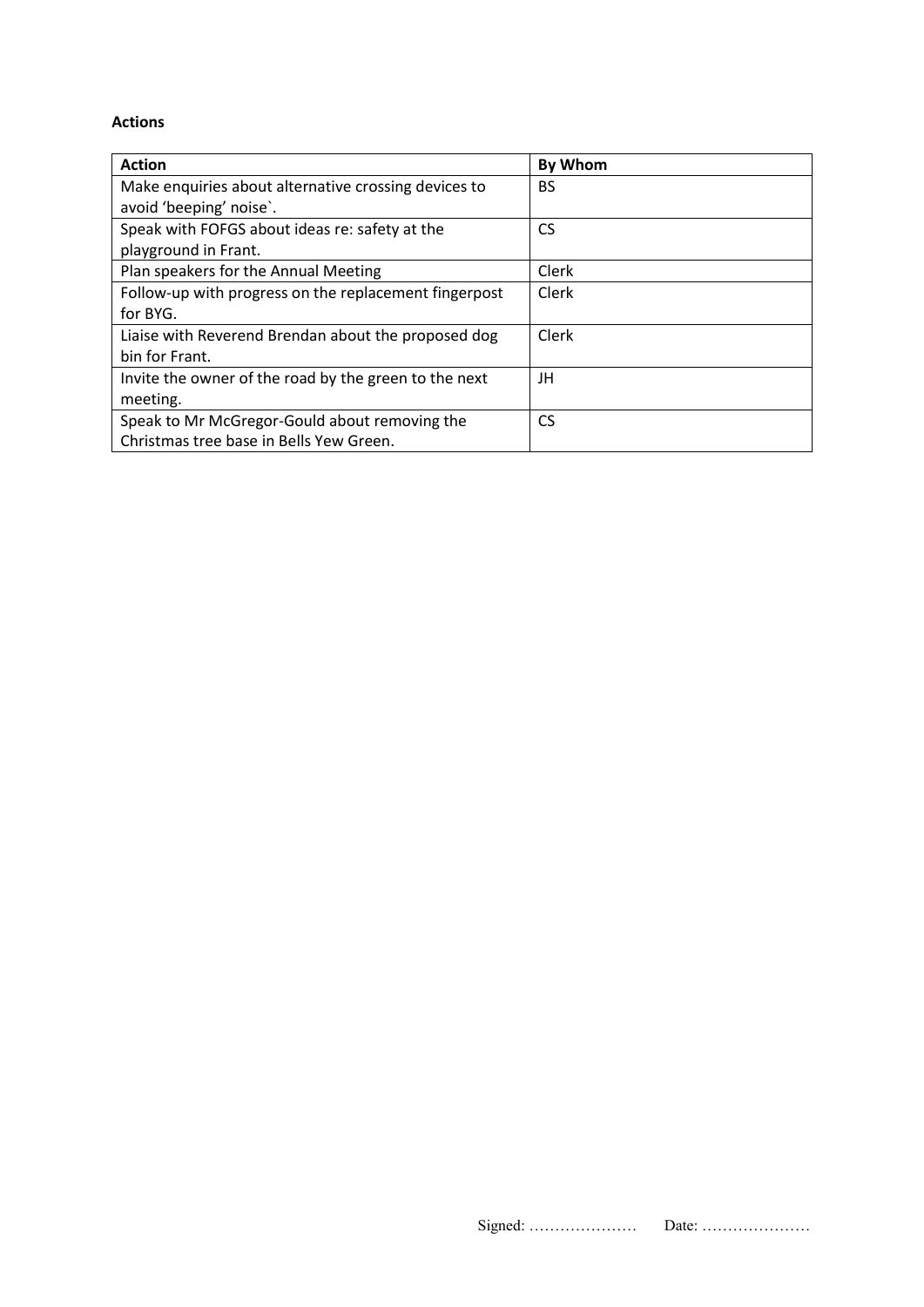**Actions**

| Action | By Whom |
|---|---|
| Make enquiries about alternative crossing devices to avoid 'beeping' noise`. | BS |
| Speak with FOFGS about ideas re: safety at the playground in Frant. | CS |
| Plan speakers for the Annual Meeting | Clerk |
| Follow-up with progress on the replacement fingerpost for BYG. | Clerk |
| Liaise with Reverend Brendan about the proposed dog bin for Frant. | Clerk |
| Invite the owner of the road by the green to the next meeting. | JH |
| Speak to Mr McGregor-Gould about removing the Christmas tree base in Bells Yew Green. | CS |

Signed: ………………… Date: …………………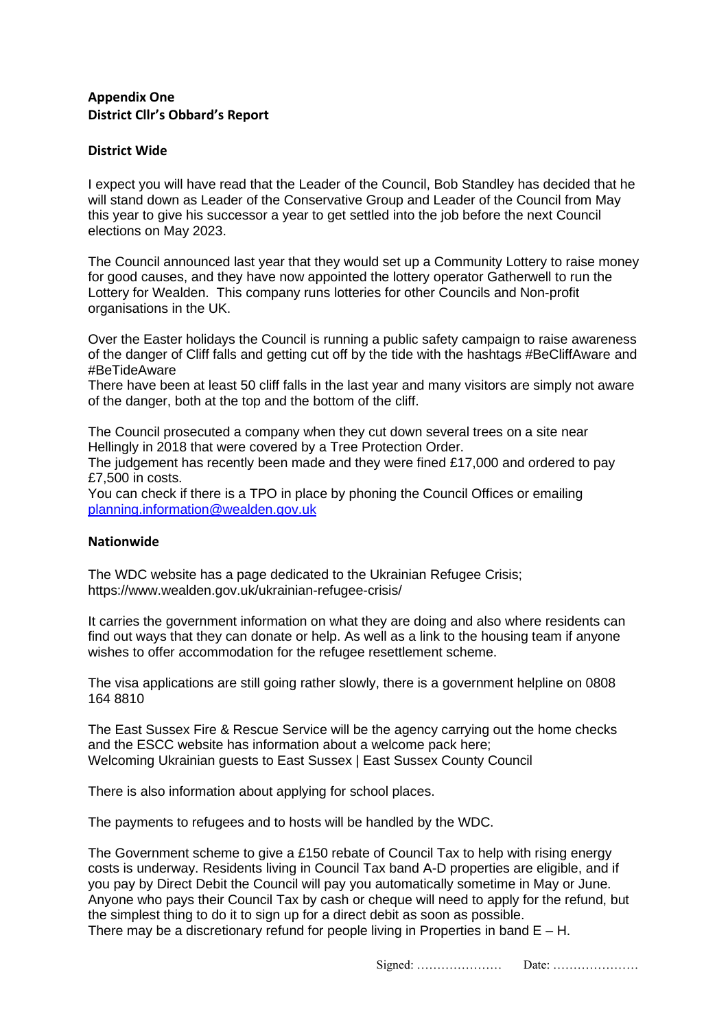**Appendix One**
**District Cllr's Obbard's Report**

**District Wide**

I expect you will have read that the Leader of the Council, Bob Standley has decided that he will stand down as Leader of the Conservative Group and Leader of the Council from May this year to give his successor a year to get settled into the job before the next Council elections on May 2023.

The Council announced last year that they would set up a Community Lottery to raise money for good causes, and they have now appointed the lottery operator Gatherwell to run the Lottery for Wealden. This company runs lotteries for other Councils and Non-profit organisations in the UK.

Over the Easter holidays the Council is running a public safety campaign to raise awareness of the danger of Cliff falls and getting cut off by the tide with the hashtags #BeCliffAware and #BeTideAware
There have been at least 50 cliff falls in the last year and many visitors are simply not aware of the danger, both at the top and the bottom of the cliff.

The Council prosecuted a company when they cut down several trees on a site near Hellingly in 2018 that were covered by a Tree Protection Order.
The judgement has recently been made and they were fined £17,000 and ordered to pay £7,500 in costs.
You can check if there is a TPO in place by phoning the Council Offices or emailing planning.information@wealden.gov.uk

**Nationwide**

The WDC website has a page dedicated to the Ukrainian Refugee Crisis; https://www.wealden.gov.uk/ukrainian-refugee-crisis/

It carries the government information on what they are doing and also where residents can find out ways that they can donate or help. As well as a link to the housing team if anyone wishes to offer accommodation for the refugee resettlement scheme.

The visa applications are still going rather slowly, there is a government helpline on 0808 164 8810

The East Sussex Fire & Rescue Service will be the agency carrying out the home checks and the ESCC website has information about a welcome pack here;
Welcoming Ukrainian guests to East Sussex | East Sussex County Council

There is also information about applying for school places.

The payments to refugees and to hosts will be handled by the WDC.

The Government scheme to give a £150 rebate of Council Tax to help with rising energy costs is underway. Residents living in Council Tax band A-D properties are eligible, and if you pay by Direct Debit the Council will pay you automatically sometime in May or June. Anyone who pays their Council Tax by cash or cheque will need to apply for the refund, but the simplest thing to do it to sign up for a direct debit as soon as possible.
There may be a discretionary refund for people living in Properties in band E – H.

Signed: ………………… Date: …………………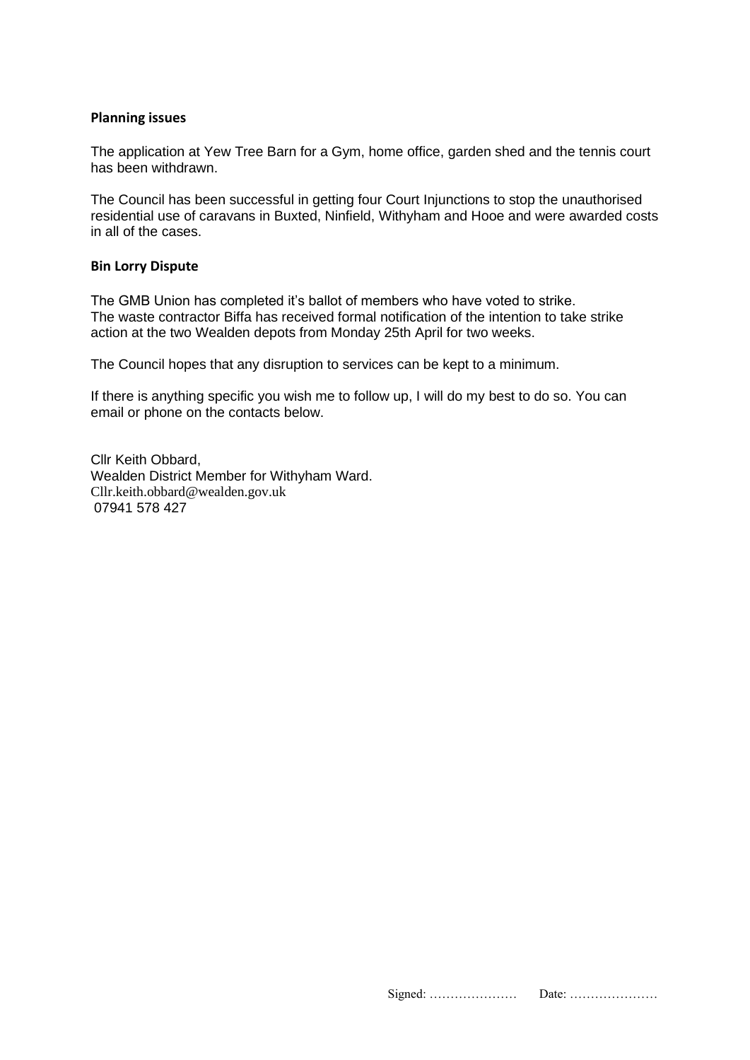**Planning issues**

The application at Yew Tree Barn for a Gym, home office, garden shed and the tennis court has been withdrawn.

The Council has been successful in getting four Court Injunctions to stop the unauthorised residential use of caravans in Buxted, Ninfield, Withyham and Hooe and were awarded costs in all of the cases.

**Bin Lorry Dispute**

The GMB Union has completed it's ballot of members who have voted to strike.
The waste contractor Biffa has received formal notification of the intention to take strike action at the two Wealden depots from Monday 25th April for two weeks.

The Council hopes that any disruption to services can be kept to a minimum.

If there is anything specific you wish me to follow up, I will do my best to do so. You can email or phone on the contacts below.

Cllr Keith Obbard,
Wealden District Member for Withyham Ward.
Cllr.keith.obbard@wealden.gov.uk
07941 578 427

Signed: ………………… Date: …………………